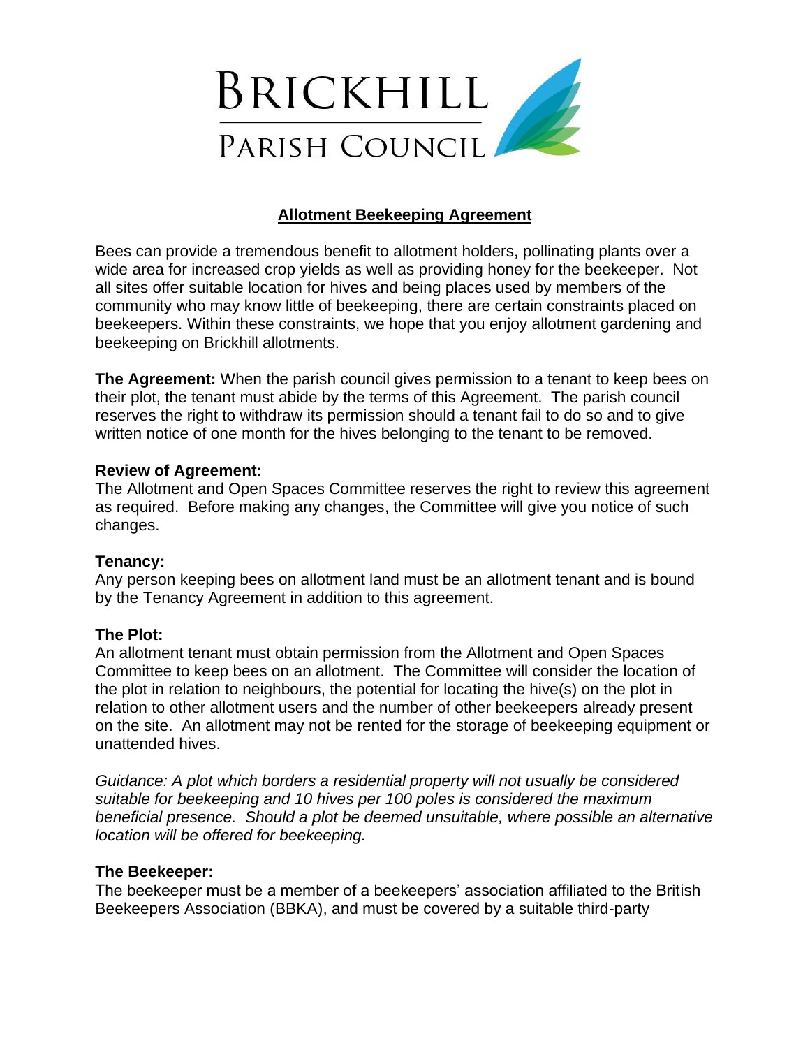# Brickhill Parish Council

## Allotment Beekeeping Agreement

Bees can provide a tremendous benefit to allotment holders, pollinating plants over a wide area for increased crop yields as well as providing honey for the beekeeper. Not all sites offer suitable location for hives and being places used by members of the community who may know little of beekeeping, there are certain constraints placed on beekeepers. Within these constraints, we hope that you enjoy allotment gardening and beekeeping on Brickhill allotments.

**The Agreement:** When the parish council gives permission to a tenant to keep bees on their plot, the tenant must abide by the terms of this Agreement. The parish council reserves the right to withdraw its permission should a tenant fail to do so and to give written notice of one month for the hives belonging to the tenant to be removed.

**Review of Agreement:**
The Allotment and Open Spaces Committee reserves the right to review this agreement as required. Before making any changes, the Committee will give you notice of such changes.

**Tenancy:**
Any person keeping bees on allotment land must be an allotment tenant and is bound by the Tenancy Agreement in addition to this agreement.

**The Plot:**
An allotment tenant must obtain permission from the Allotment and Open Spaces Committee to keep bees on an allotment. The Committee will consider the location of the plot in relation to neighbours, the potential for locating the hive(s) on the plot in relation to other allotment users and the number of other beekeepers already present on the site. An allotment may not be rented for the storage of beekeeping equipment or unattended hives.

*Guidance: A plot which borders a residential property will not usually be considered suitable for beekeeping and 10 hives per 100 poles is considered the maximum beneficial presence. Should a plot be deemed unsuitable, where possible an alternative location will be offered for beekeeping.*

**The Beekeeper:**
The beekeeper must be a member of a beekeepers' association affiliated to the British Beekeepers Association (BBKA), and must be covered by a suitable third-party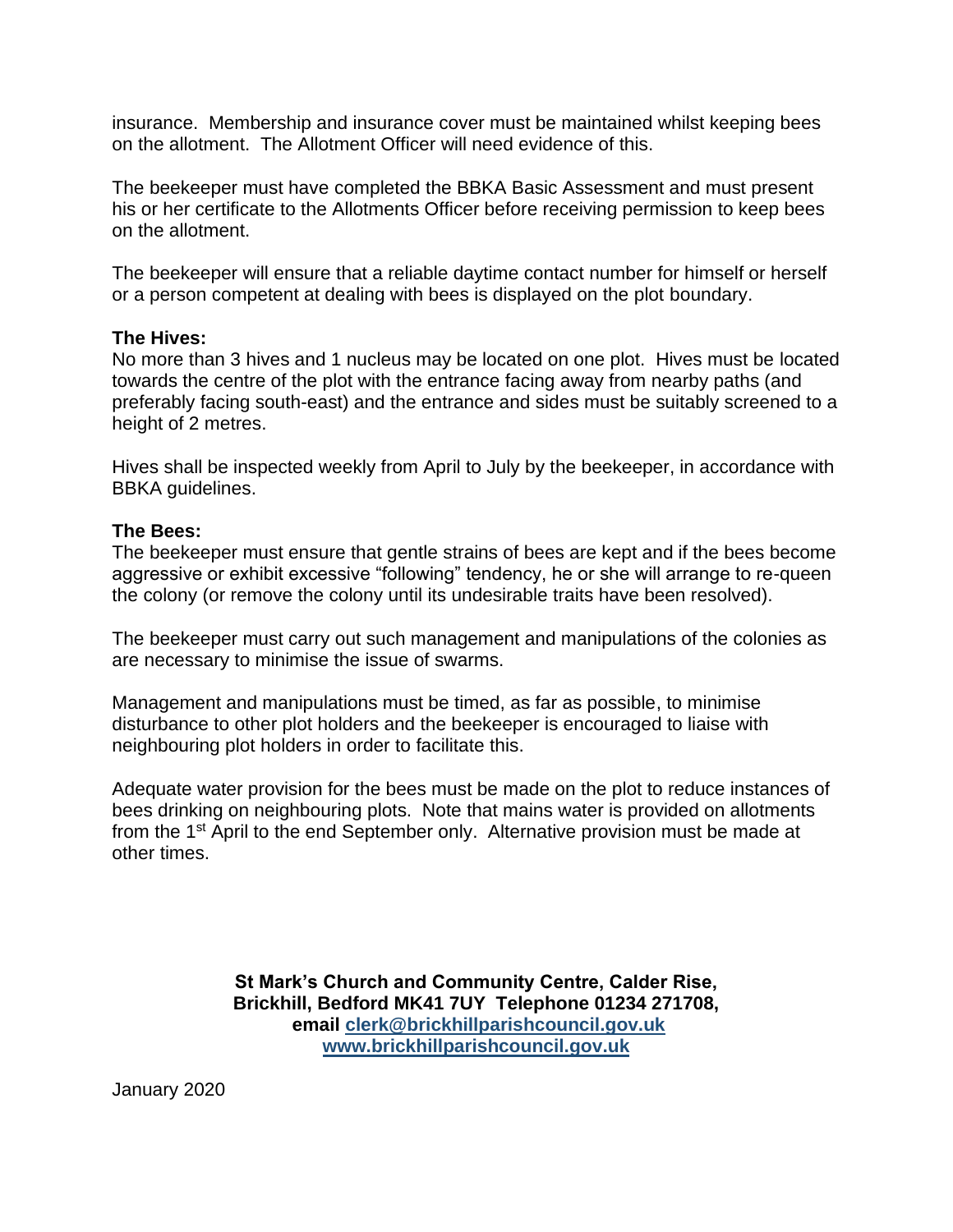insurance. Membership and insurance cover must be maintained whilst keeping bees on the allotment. The Allotment Officer will need evidence of this.

The beekeeper must have completed the BBKA Basic Assessment and must present his or her certificate to the Allotments Officer before receiving permission to keep bees on the allotment.

The beekeeper will ensure that a reliable daytime contact number for himself or herself or a person competent at dealing with bees is displayed on the plot boundary.

**The Hives:**

No more than 3 hives and 1 nucleus may be located on one plot. Hives must be located towards the centre of the plot with the entrance facing away from nearby paths (and preferably facing south-east) and the entrance and sides must be suitably screened to a height of 2 metres.

Hives shall be inspected weekly from April to July by the beekeeper, in accordance with BBKA guidelines.

**The Bees:**

The beekeeper must ensure that gentle strains of bees are kept and if the bees become aggressive or exhibit excessive "following" tendency, he or she will arrange to re-queen the colony (or remove the colony until its undesirable traits have been resolved).

The beekeeper must carry out such management and manipulations of the colonies as are necessary to minimise the issue of swarms.

Management and manipulations must be timed, as far as possible, to minimise disturbance to other plot holders and the beekeeper is encouraged to liaise with neighbouring plot holders in order to facilitate this.

Adequate water provision for the bees must be made on the plot to reduce instances of bees drinking on neighbouring plots. Note that mains water is provided on allotments from the 1st April to the end September only. Alternative provision must be made at other times.

**St Mark's Church and Community Centre, Calder Rise,**
**Brickhill, Bedford MK41 7UY Telephone 01234 271708,**
**email clerk@brickhillparishcouncil.gov.uk**
**www.brickhillparishcouncil.gov.uk**

January 2020